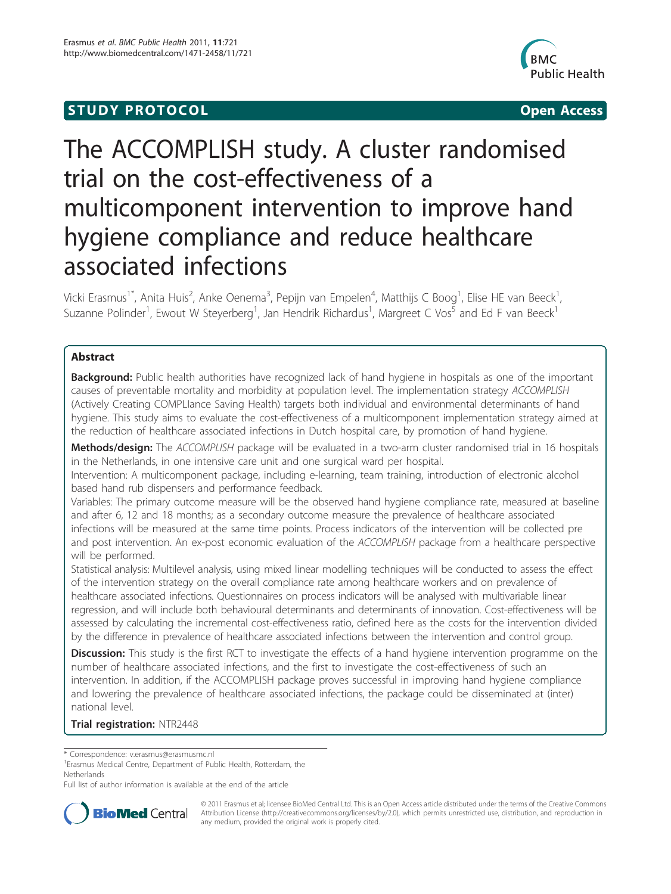**STUDY PROTOCOL** **Open Access**

# The ACCOMPLISH study. A cluster randomised trial on the cost-effectiveness of a multicomponent intervention to improve hand hygiene compliance and reduce healthcare associated infections

Vicki Erasmus[1*], Anita Huis[2], Anke Oenema[3], Pepijn van Empelen[4], Matthijs C Boog[1], Elise HE van Beeck[1], Suzanne Polinder[1], Ewout W Steyerberg[1], Jan Hendrik Richardus[1], Margreet C Vos[5] and Ed F van Beeck[1]

## Abstract

**Background:** Public health authorities have recognized lack of hand hygiene in hospitals as one of the important causes of preventable mortality and morbidity at population level. The implementation strategy *ACCOMPLISH* (Actively Creating COMPLIance Saving Health) targets both individual and environmental determinants of hand hygiene. This study aims to evaluate the cost-effectiveness of a multicomponent implementation strategy aimed at the reduction of healthcare associated infections in Dutch hospital care, by promotion of hand hygiene.

**Methods/design:** The *ACCOMPLISH* package will be evaluated in a two-arm cluster randomised trial in 16 hospitals in the Netherlands, in one intensive care unit and one surgical ward per hospital.

Intervention: A multicomponent package, including e-learning, team training, introduction of electronic alcohol based hand rub dispensers and performance feedback.

Variables: The primary outcome measure will be the observed hand hygiene compliance rate, measured at baseline and after 6, 12 and 18 months; as a secondary outcome measure the prevalence of healthcare associated infections will be measured at the same time points. Process indicators of the intervention will be collected pre and post intervention. An ex-post economic evaluation of the *ACCOMPLISH* package from a healthcare perspective will be performed.

Statistical analysis: Multilevel analysis, using mixed linear modelling techniques will be conducted to assess the effect of the intervention strategy on the overall compliance rate among healthcare workers and on prevalence of healthcare associated infections. Questionnaires on process indicators will be analysed with multivariable linear regression, and will include both behavioural determinants and determinants of innovation. Cost-effectiveness will be assessed by calculating the incremental cost-effectiveness ratio, defined here as the costs for the intervention divided by the difference in prevalence of healthcare associated infections between the intervention and control group.

**Discussion:** This study is the first RCT to investigate the effects of a hand hygiene intervention programme on the number of healthcare associated infections, and the first to investigate the cost-effectiveness of such an intervention. In addition, if the ACCOMPLISH package proves successful in improving hand hygiene compliance and lowering the prevalence of healthcare associated infections, the package could be disseminated at (inter) national level.

**Trial registration:** NTR2448

\* Correspondence: v.erasmus@erasmusmc.nl

[1]Erasmus Medical Centre, Department of Public Health, Rotterdam, the Netherlands

Full list of author information is available at the end of the article

© 2011 Erasmus et al; licensee BioMed Central Ltd. This is an Open Access article distributed under the terms of the Creative Commons Attribution License (http://creativecommons.org/licenses/by/2.0), which permits unrestricted use, distribution, and reproduction in any medium, provided the original work is properly cited.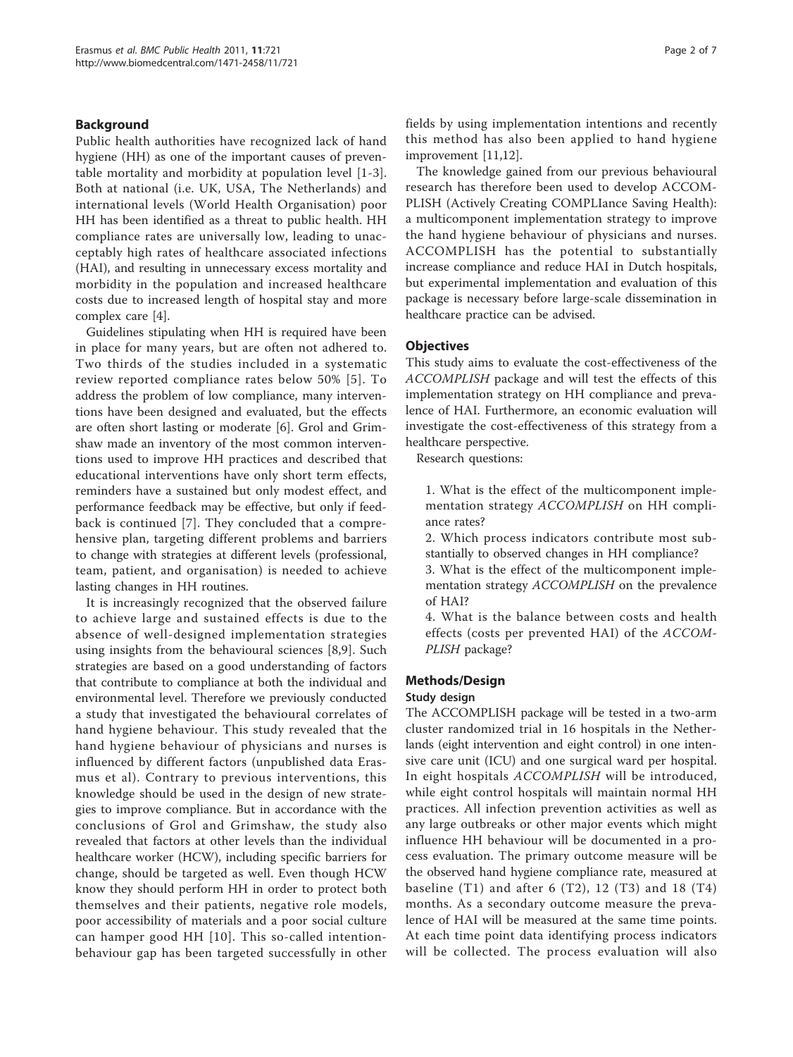## Background

Public health authorities have recognized lack of hand hygiene (HH) as one of the important causes of preventable mortality and morbidity at population level [1-3]. Both at national (i.e. UK, USA, The Netherlands) and international levels (World Health Organisation) poor HH has been identified as a threat to public health. HH compliance rates are universally low, leading to unacceptably high rates of healthcare associated infections (HAI), and resulting in unnecessary excess mortality and morbidity in the population and increased healthcare costs due to increased length of hospital stay and more complex care [4].

Guidelines stipulating when HH is required have been in place for many years, but are often not adhered to. Two thirds of the studies included in a systematic review reported compliance rates below 50% [5]. To address the problem of low compliance, many interventions have been designed and evaluated, but the effects are often short lasting or moderate [6]. Grol and Grimshaw made an inventory of the most common interventions used to improve HH practices and described that educational interventions have only short term effects, reminders have a sustained but only modest effect, and performance feedback may be effective, but only if feedback is continued [7]. They concluded that a comprehensive plan, targeting different problems and barriers to change with strategies at different levels (professional, team, patient, and organisation) is needed to achieve lasting changes in HH routines.

It is increasingly recognized that the observed failure to achieve large and sustained effects is due to the absence of well-designed implementation strategies using insights from the behavioural sciences [8,9]. Such strategies are based on a good understanding of factors that contribute to compliance at both the individual and environmental level. Therefore we previously conducted a study that investigated the behavioural correlates of hand hygiene behaviour. This study revealed that the hand hygiene behaviour of physicians and nurses is influenced by different factors (unpublished data Erasmus et al). Contrary to previous interventions, this knowledge should be used in the design of new strategies to improve compliance. But in accordance with the conclusions of Grol and Grimshaw, the study also revealed that factors at other levels than the individual healthcare worker (HCW), including specific barriers for change, should be targeted as well. Even though HCW know they should perform HH in order to protect both themselves and their patients, negative role models, poor accessibility of materials and a poor social culture can hamper good HH [10]. This so-called intention-behaviour gap has been targeted successfully in other fields by using implementation intentions and recently this method has also been applied to hand hygiene improvement [11,12].

The knowledge gained from our previous behavioural research has therefore been used to develop ACCOMPLISH (Actively Creating COMPLIance Saving Health): a multicomponent implementation strategy to improve the hand hygiene behaviour of physicians and nurses. ACCOMPLISH has the potential to substantially increase compliance and reduce HAI in Dutch hospitals, but experimental implementation and evaluation of this package is necessary before large-scale dissemination in healthcare practice can be advised.

## Objectives

This study aims to evaluate the cost-effectiveness of the *ACCOMPLISH* package and will test the effects of this implementation strategy on HH compliance and prevalence of HAI. Furthermore, an economic evaluation will investigate the cost-effectiveness of this strategy from a healthcare perspective.

Research questions:

1. What is the effect of the multicomponent implementation strategy *ACCOMPLISH* on HH compliance rates?
2. Which process indicators contribute most substantially to observed changes in HH compliance?
3. What is the effect of the multicomponent implementation strategy *ACCOMPLISH* on the prevalence of HAI?
4. What is the balance between costs and health effects (costs per prevented HAI) of the *ACCOMPLISH* package?

## Methods/Design

### Study design

The ACCOMPLISH package will be tested in a two-arm cluster randomized trial in 16 hospitals in the Netherlands (eight intervention and eight control) in one intensive care unit (ICU) and one surgical ward per hospital. In eight hospitals *ACCOMPLISH* will be introduced, while eight control hospitals will maintain normal HH practices. All infection prevention activities as well as any large outbreaks or other major events which might influence HH behaviour will be documented in a process evaluation. The primary outcome measure will be the observed hand hygiene compliance rate, measured at baseline (T1) and after 6 (T2), 12 (T3) and 18 (T4) months. As a secondary outcome measure the prevalence of HAI will be measured at the same time points. At each time point data identifying process indicators will be collected. The process evaluation will also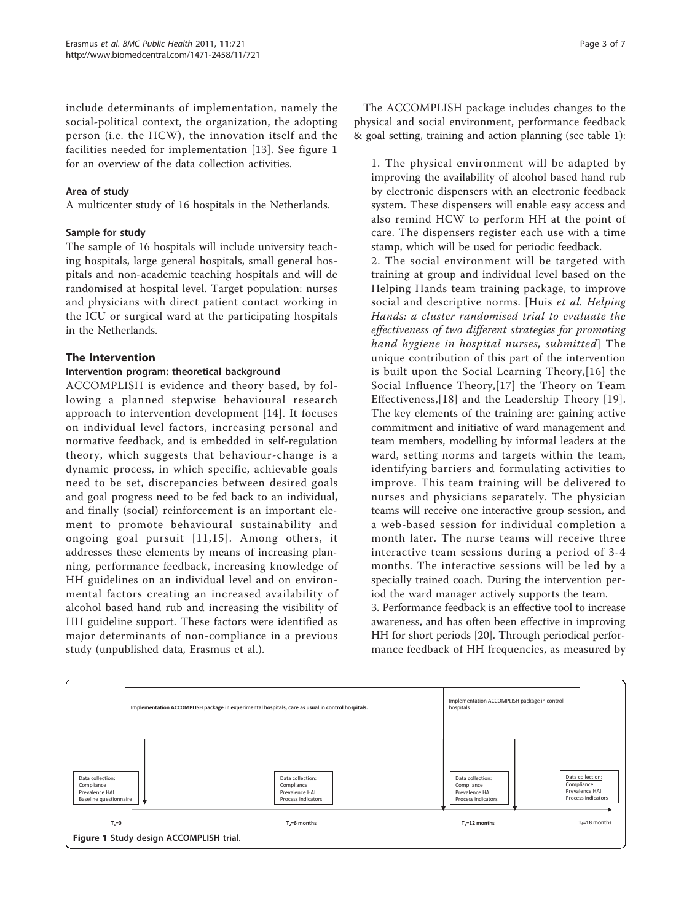include determinants of implementation, namely the social-political context, the organization, the adopting person (i.e. the HCW), the innovation itself and the facilities needed for implementation [13]. See figure 1 for an overview of the data collection activities.

### Area of study

A multicenter study of 16 hospitals in the Netherlands.

### Sample for study

The sample of 16 hospitals will include university teaching hospitals, large general hospitals, small general hospitals and non-academic teaching hospitals and will de randomised at hospital level. Target population: nurses and physicians with direct patient contact working in the ICU or surgical ward at the participating hospitals in the Netherlands.

## The Intervention

### Intervention program: theoretical background

ACCOMPLISH is evidence and theory based, by following a planned stepwise behavioural research approach to intervention development [14]. It focuses on individual level factors, increasing personal and normative feedback, and is embedded in self-regulation theory, which suggests that behaviour-change is a dynamic process, in which specific, achievable goals need to be set, discrepancies between desired goals and goal progress need to be fed back to an individual, and finally (social) reinforcement is an important element to promote behavioural sustainability and ongoing goal pursuit [11,15]. Among others, it addresses these elements by means of increasing planning, performance feedback, increasing knowledge of HH guidelines on an individual level and on environmental factors creating an increased availability of alcohol based hand rub and increasing the visibility of HH guideline support. These factors were identified as major determinants of non-compliance in a previous study (unpublished data, Erasmus et al.).

The ACCOMPLISH package includes changes to the physical and social environment, performance feedback & goal setting, training and action planning (see table 1):

1. The physical environment will be adapted by improving the availability of alcohol based hand rub by electronic dispensers with an electronic feedback system. These dispensers will enable easy access and also remind HCW to perform HH at the point of care. The dispensers register each use with a time stamp, which will be used for periodic feedback.
2. The social environment will be targeted with training at group and individual level based on the Helping Hands team training package, to improve social and descriptive norms. [Huis *et al. Helping Hands: a cluster randomised trial to evaluate the effectiveness of two different strategies for promoting hand hygiene in hospital nurses, submitted*] The unique contribution of this part of the intervention is built upon the Social Learning Theory,[16] the Social Influence Theory,[17] the Theory on Team Effectiveness,[18] and the Leadership Theory [19]. The key elements of the training are: gaining active commitment and initiative of ward management and team members, modelling by informal leaders at the ward, setting norms and targets within the team, identifying barriers and formulating activities to improve. This team training will be delivered to nurses and physicians separately. The physician teams will receive one interactive group session, and a web-based session for individual completion a month later. The nurse teams will receive three interactive team sessions during a period of 3-4 months. The interactive sessions will be led by a specially trained coach. During the intervention period the ward manager actively supports the team.
3. Performance feedback is an effective tool to increase awareness, and has often been effective in improving HH for short periods [20]. Through periodical performance feedback of HH frequencies, as measured by

Implementation ACCOMPLISH package in experimental hospitals, care as usual in control hospitals. | Implementation ACCOMPLISH package in control hospitals

Data collection: Compliance, Prevalence HAI, Baseline questionnaire — $T_1$=0

Data collection: Compliance, Prevalence HAI, Process indicators — $T_2$=6 months

Data collection: Compliance, Prevalence HAI, Process indicators — $T_3$=12 months

Data collection: Compliance, Prevalence HAI, Process indicators — $T_4$=18 months

**Figure 1** Study design ACCOMPLISH trial.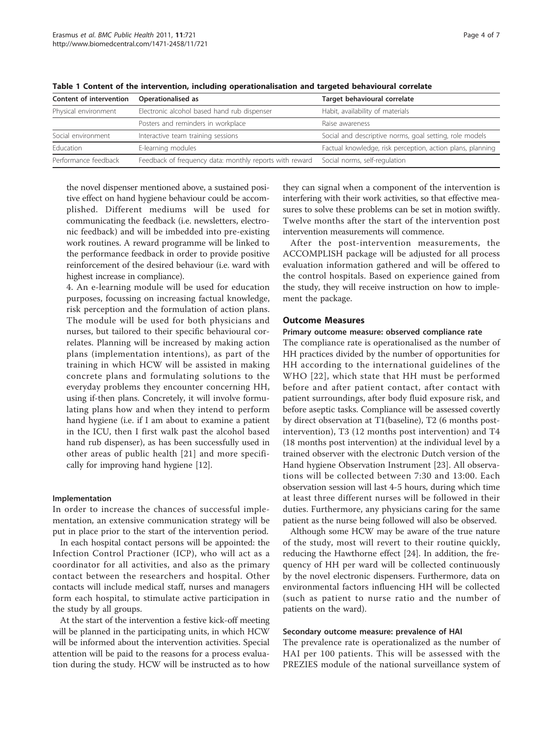**Table 1 Content of the intervention, including operationalisation and targeted behavioural correlate**

| Content of intervention | Operationalised as | Target behavioural correlate |
| --- | --- | --- |
| Physical environment | Electronic alcohol based hand rub dispenser | Habit, availability of materials |
| | Posters and reminders in workplace | Raise awareness |
| Social environment | Interactive team training sessions | Social and descriptive norms, goal setting, role models |
| Education | E-learning modules | Factual knowledge, risk perception, action plans, planning |
| Performance feedback | Feedback of frequency data: monthly reports with reward | Social norms, self-regulation |

the novel dispenser mentioned above, a sustained positive effect on hand hygiene behaviour could be accomplished. Different mediums will be used for communicating the feedback (i.e. newsletters, electronic feedback) and will be imbedded into pre-existing work routines. A reward programme will be linked to the performance feedback in order to provide positive reinforcement of the desired behaviour (i.e. ward with highest increase in compliance).

4. An e-learning module will be used for education purposes, focussing on increasing factual knowledge, risk perception and the formulation of action plans. The module will be used for both physicians and nurses, but tailored to their specific behavioural correlates. Planning will be increased by making action plans (implementation intentions), as part of the training in which HCW will be assisted in making concrete plans and formulating solutions to the everyday problems they encounter concerning HH, using if-then plans. Concretely, it will involve formulating plans how and when they intend to perform hand hygiene (i.e. if I am about to examine a patient in the ICU, then I first walk past the alcohol based hand rub dispenser), as has been successfully used in other areas of public health [21] and more specifically for improving hand hygiene [12].

#### Implementation

In order to increase the chances of successful implementation, an extensive communication strategy will be put in place prior to the start of the intervention period.

In each hospital contact persons will be appointed: the Infection Control Practioner (ICP), who will act as a coordinator for all activities, and also as the primary contact between the researchers and hospital. Other contacts will include medical staff, nurses and managers form each hospital, to stimulate active participation in the study by all groups.

At the start of the intervention a festive kick-off meeting will be planned in the participating units, in which HCW will be informed about the intervention activities. Special attention will be paid to the reasons for a process evaluation during the study. HCW will be instructed as to how they can signal when a component of the intervention is interfering with their work activities, so that effective measures to solve these problems can be set in motion swiftly. Twelve months after the start of the intervention post intervention measurements will commence.

After the post-intervention measurements, the ACCOMPLISH package will be adjusted for all process evaluation information gathered and will be offered to the control hospitals. Based on experience gained from the study, they will receive instruction on how to implement the package.

### Outcome Measures

#### Primary outcome measure: observed compliance rate

The compliance rate is operationalised as the number of HH practices divided by the number of opportunities for HH according to the international guidelines of the WHO [22], which state that HH must be performed before and after patient contact, after contact with patient surroundings, after body fluid exposure risk, and before aseptic tasks. Compliance will be assessed covertly by direct observation at T1(baseline), T2 (6 months post-intervention), T3 (12 months post intervention) and T4 (18 months post intervention) at the individual level by a trained observer with the electronic Dutch version of the Hand hygiene Observation Instrument [23]. All observations will be collected between 7:30 and 13:00. Each observation session will last 4-5 hours, during which time at least three different nurses will be followed in their duties. Furthermore, any physicians caring for the same patient as the nurse being followed will also be observed.

Although some HCW may be aware of the true nature of the study, most will revert to their routine quickly, reducing the Hawthorne effect [24]. In addition, the frequency of HH per ward will be collected continuously by the novel electronic dispensers. Furthermore, data on environmental factors influencing HH will be collected (such as patient to nurse ratio and the number of patients on the ward).

#### Secondary outcome measure: prevalence of HAI

The prevalence rate is operationalized as the number of HAI per 100 patients. This will be assessed with the PREZIES module of the national surveillance system of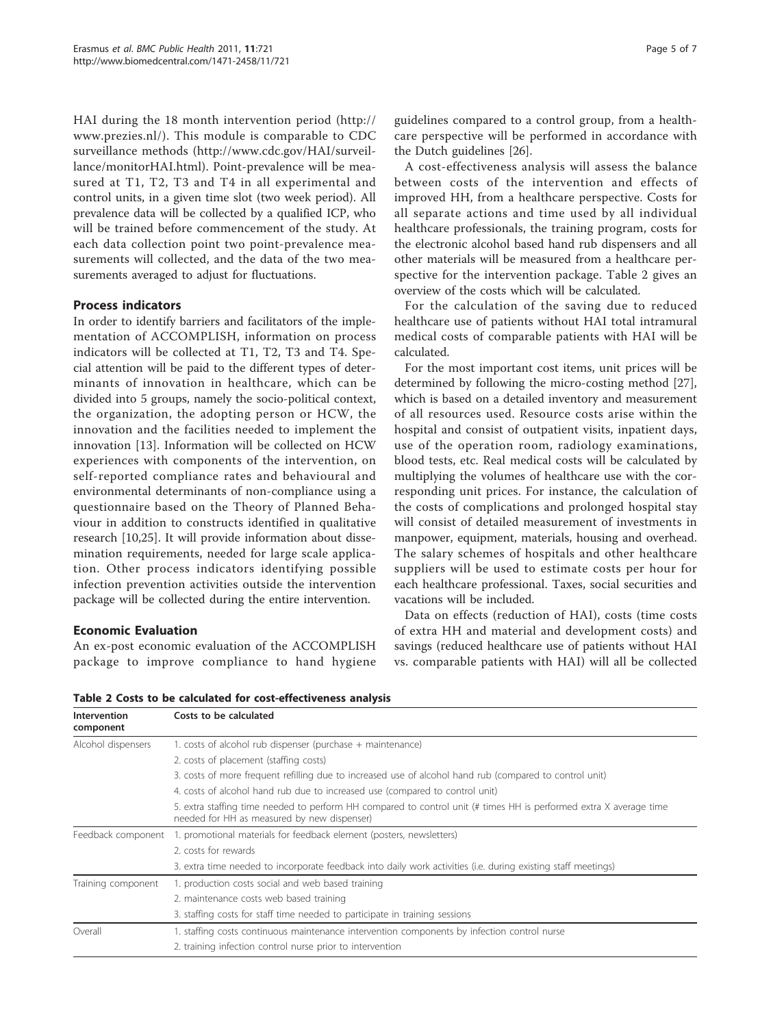HAI during the 18 month intervention period (http://www.prezies.nl/). This module is comparable to CDC surveillance methods (http://www.cdc.gov/HAI/surveillance/monitorHAI.html). Point-prevalence will be measured at T1, T2, T3 and T4 in all experimental and control units, in a given time slot (two week period). All prevalence data will be collected by a qualified ICP, who will be trained before commencement of the study. At each data collection point two point-prevalence measurements will collected, and the data of the two measurements averaged to adjust for fluctuations.

## Process indicators

In order to identify barriers and facilitators of the implementation of ACCOMPLISH, information on process indicators will be collected at T1, T2, T3 and T4. Special attention will be paid to the different types of determinants of innovation in healthcare, which can be divided into 5 groups, namely the socio-political context, the organization, the adopting person or HCW, the innovation and the facilities needed to implement the innovation [13]. Information will be collected on HCW experiences with components of the intervention, on self-reported compliance rates and behavioural and environmental determinants of non-compliance using a questionnaire based on the Theory of Planned Behaviour in addition to constructs identified in qualitative research [10,25]. It will provide information about dissemination requirements, needed for large scale application. Other process indicators identifying possible infection prevention activities outside the intervention package will be collected during the entire intervention.

## Economic Evaluation

An ex-post economic evaluation of the ACCOMPLISH package to improve compliance to hand hygiene guidelines compared to a control group, from a healthcare perspective will be performed in accordance with the Dutch guidelines [26].

A cost-effectiveness analysis will assess the balance between costs of the intervention and effects of improved HH, from a healthcare perspective. Costs for all separate actions and time used by all individual healthcare professionals, the training program, costs for the electronic alcohol based hand rub dispensers and all other materials will be measured from a healthcare perspective for the intervention package. Table 2 gives an overview of the costs which will be calculated.

For the calculation of the saving due to reduced healthcare use of patients without HAI total intramural medical costs of comparable patients with HAI will be calculated.

For the most important cost items, unit prices will be determined by following the micro-costing method [27], which is based on a detailed inventory and measurement of all resources used. Resource costs arise within the hospital and consist of outpatient visits, inpatient days, use of the operation room, radiology examinations, blood tests, etc. Real medical costs will be calculated by multiplying the volumes of healthcare use with the corresponding unit prices. For instance, the calculation of the costs of complications and prolonged hospital stay will consist of detailed measurement of investments in manpower, equipment, materials, housing and overhead. The salary schemes of hospitals and other healthcare suppliers will be used to estimate costs per hour for each healthcare professional. Taxes, social securities and vacations will be included.

Data on effects (reduction of HAI), costs (time costs of extra HH and material and development costs) and savings (reduced healthcare use of patients without HAI vs. comparable patients with HAI) will all be collected

**Table 2 Costs to be calculated for cost-effectiveness analysis**

| Intervention component | Costs to be calculated |
|---|---|
| Alcohol dispensers | 1. costs of alcohol rub dispenser (purchase + maintenance) |
| | 2. costs of placement (staffing costs) |
| | 3. costs of more frequent refilling due to increased use of alcohol hand rub (compared to control unit) |
| | 4. costs of alcohol hand rub due to increased use (compared to control unit) |
| | 5. extra staffing time needed to perform HH compared to control unit (# times HH is performed extra X average time needed for HH as measured by new dispenser) |
| Feedback component | 1. promotional materials for feedback element (posters, newsletters) |
| | 2. costs for rewards |
| | 3. extra time needed to incorporate feedback into daily work activities (i.e. during existing staff meetings) |
| Training component | 1. production costs social and web based training |
| | 2. maintenance costs web based training |
| | 3. staffing costs for staff time needed to participate in training sessions |
| Overall | 1. staffing costs continuous maintenance intervention components by infection control nurse |
| | 2. training infection control nurse prior to intervention |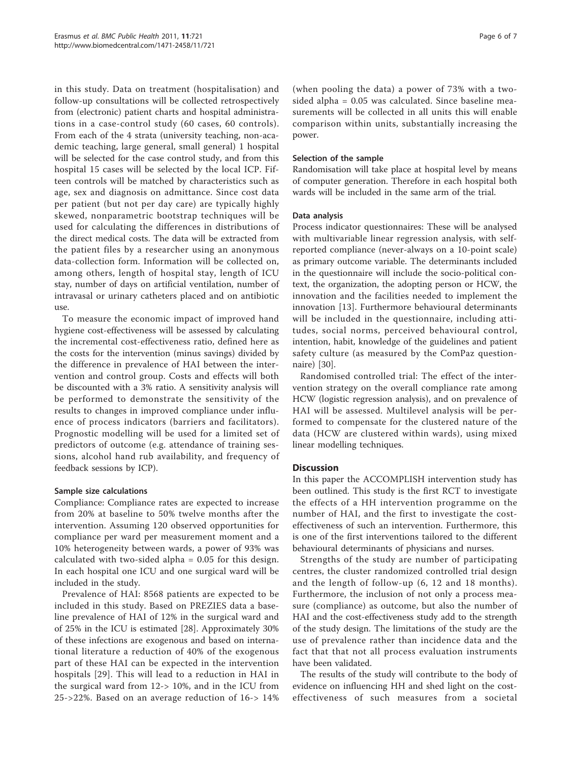in this study. Data on treatment (hospitalisation) and follow-up consultations will be collected retrospectively from (electronic) patient charts and hospital administrations in a case-control study (60 cases, 60 controls). From each of the 4 strata (university teaching, non-academic teaching, large general, small general) 1 hospital will be selected for the case control study, and from this hospital 15 cases will be selected by the local ICP. Fifteen controls will be matched by characteristics such as age, sex and diagnosis on admittance. Since cost data per patient (but not per day care) are typically highly skewed, nonparametric bootstrap techniques will be used for calculating the differences in distributions of the direct medical costs. The data will be extracted from the patient files by a researcher using an anonymous data-collection form. Information will be collected on, among others, length of hospital stay, length of ICU stay, number of days on artificial ventilation, number of intravasal or urinary catheters placed and on antibiotic use.

To measure the economic impact of improved hand hygiene cost-effectiveness will be assessed by calculating the incremental cost-effectiveness ratio, defined here as the costs for the intervention (minus savings) divided by the difference in prevalence of HAI between the intervention and control group. Costs and effects will both be discounted with a 3% ratio. A sensitivity analysis will be performed to demonstrate the sensitivity of the results to changes in improved compliance under influence of process indicators (barriers and facilitators). Prognostic modelling will be used for a limited set of predictors of outcome (e.g. attendance of training sessions, alcohol hand rub availability, and frequency of feedback sessions by ICP).

#### Sample size calculations

Compliance: Compliance rates are expected to increase from 20% at baseline to 50% twelve months after the intervention. Assuming 120 observed opportunities for compliance per ward per measurement moment and a 10% heterogeneity between wards, a power of 93% was calculated with two-sided alpha = 0.05 for this design. In each hospital one ICU and one surgical ward will be included in the study.

Prevalence of HAI: 8568 patients are expected to be included in this study. Based on PREZIES data a baseline prevalence of HAI of 12% in the surgical ward and of 25% in the ICU is estimated [28]. Approximately 30% of these infections are exogenous and based on international literature a reduction of 40% of the exogenous part of these HAI can be expected in the intervention hospitals [29]. This will lead to a reduction in HAI in the surgical ward from 12-> 10%, and in the ICU from 25->22%. Based on an average reduction of 16-> 14% (when pooling the data) a power of 73% with a two-sided alpha = 0.05 was calculated. Since baseline measurements will be collected in all units this will enable comparison within units, substantially increasing the power.

#### Selection of the sample

Randomisation will take place at hospital level by means of computer generation. Therefore in each hospital both wards will be included in the same arm of the trial.

#### Data analysis

Process indicator questionnaires: These will be analysed with multivariable linear regression analysis, with self-reported compliance (never-always on a 10-point scale) as primary outcome variable. The determinants included in the questionnaire will include the socio-political context, the organization, the adopting person or HCW, the innovation and the facilities needed to implement the innovation [13]. Furthermore behavioural determinants will be included in the questionnaire, including attitudes, social norms, perceived behavioural control, intention, habit, knowledge of the guidelines and patient safety culture (as measured by the ComPaz questionnaire) [30].

Randomised controlled trial: The effect of the intervention strategy on the overall compliance rate among HCW (logistic regression analysis), and on prevalence of HAI will be assessed. Multilevel analysis will be performed to compensate for the clustered nature of the data (HCW are clustered within wards), using mixed linear modelling techniques.

## Discussion

In this paper the ACCOMPLISH intervention study has been outlined. This study is the first RCT to investigate the effects of a HH intervention programme on the number of HAI, and the first to investigate the cost-effectiveness of such an intervention. Furthermore, this is one of the first interventions tailored to the different behavioural determinants of physicians and nurses.

Strengths of the study are number of participating centres, the cluster randomized controlled trial design and the length of follow-up (6, 12 and 18 months). Furthermore, the inclusion of not only a process measure (compliance) as outcome, but also the number of HAI and the cost-effectiveness study add to the strength of the study design. The limitations of the study are the use of prevalence rather than incidence data and the fact that that not all process evaluation instruments have been validated.

The results of the study will contribute to the body of evidence on influencing HH and shed light on the cost-effectiveness of such measures from a societal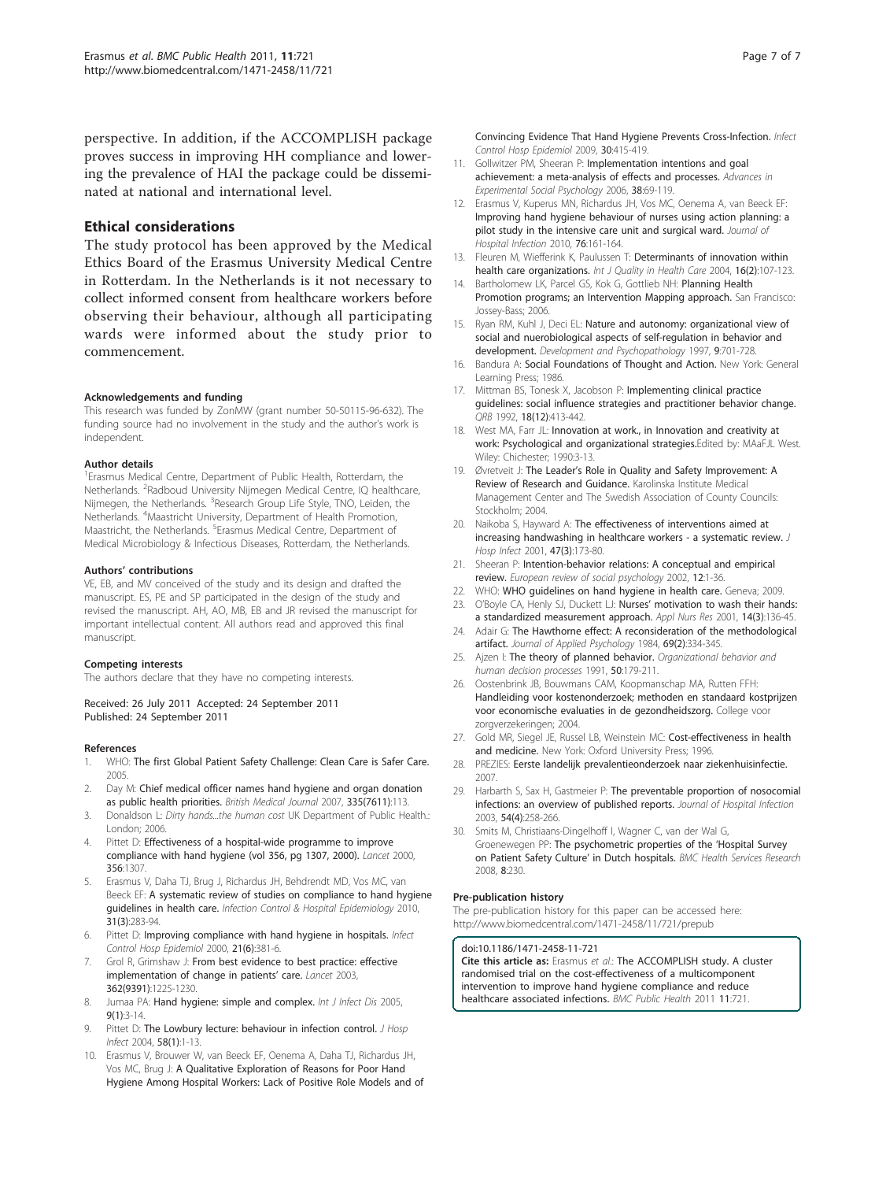perspective. In addition, if the ACCOMPLISH package proves success in improving HH compliance and lowering the prevalence of HAI the package could be disseminated at national and international level.

## Ethical considerations

The study protocol has been approved by the Medical Ethics Board of the Erasmus University Medical Centre in Rotterdam. In the Netherlands is it not necessary to collect informed consent from healthcare workers before observing their behaviour, although all participating wards were informed about the study prior to commencement.

#### Acknowledgements and funding

This research was funded by ZonMW (grant number 50-50115-96-632). The funding source had no involvement in the study and the author's work is independent.

#### Author details

[1]Erasmus Medical Centre, Department of Public Health, Rotterdam, the Netherlands. [2]Radboud University Nijmegen Medical Centre, IQ healthcare, Nijmegen, the Netherlands. [3]Research Group Life Style, TNO, Leiden, the Netherlands. [4]Maastricht University, Department of Health Promotion, Maastricht, the Netherlands. [5]Erasmus Medical Centre, Department of Medical Microbiology & Infectious Diseases, Rotterdam, the Netherlands.

#### Authors' contributions

VE, EB, and MV conceived of the study and its design and drafted the manuscript. ES, PE and SP participated in the design of the study and revised the manuscript. AH, AO, MB, EB and JR revised the manuscript for important intellectual content. All authors read and approved this final manuscript.

#### Competing interests

The authors declare that they have no competing interests.

Received: 26 July 2011 Accepted: 24 September 2011
Published: 24 September 2011

#### References

1. WHO: **The first Global Patient Safety Challenge: Clean Care is Safer Care.** 2005.
2. Day M: **Chief medical officer names hand hygiene and organ donation as public health priorities.** *British Medical Journal* 2007, **335(7611)**:113.
3. Donaldson L: *Dirty hands...the human cost* UK Department of Public Health.: London; 2006.
4. Pittet D: **Effectiveness of a hospital-wide programme to improve compliance with hand hygiene (vol 356, pg 1307, 2000).** *Lancet* 2000, **356**:1307.
5. Erasmus V, Daha TJ, Brug J, Richardus JH, Behrendt MD, Vos MC, van Beeck EF: **A systematic review of studies on compliance to hand hygiene guidelines in health care.** *Infection Control & Hospital Epidemiology* 2010, **31(3)**:283-94.
6. Pittet D: **Improving compliance with hand hygiene in hospitals.** *Infect Control Hosp Epidemiol* 2000, **21(6)**:381-6.
7. Grol R, Grimshaw J: **From best evidence to best practice: effective implementation of change in patients' care.** *Lancet* 2003, **362(9391)**:1225-1230.
8. Jumaa PA: **Hand hygiene: simple and complex.** *Int J Infect Dis* 2005, **9(1)**:3-14.
9. Pittet D: **The Lowbury lecture: behaviour in infection control.** *J Hosp Infect* 2004, **58(1)**:1-13.
10. Erasmus V, Brouwer W, van Beeck EF, Oenema A, Daha TJ, Richardus JH, Vos MC, Brug J: **A Qualitative Exploration of Reasons for Poor Hand Hygiene Among Hospital Workers: Lack of Positive Role Models and of Convincing Evidence That Hand Hygiene Prevents Cross-Infection.** *Infect Control Hosp Epidemiol* 2009, **30**:415-419.
11. Gollwitzer PM, Sheeran P: **Implementation intentions and goal achievement: a meta-analysis of effects and processes.** *Advances in Experimental Social Psychology* 2006, **38**:69-119.
12. Erasmus V, Kuperus MN, Richardus JH, Vos MC, Oenema A, van Beeck EF: **Improving hand hygiene behaviour of nurses using action planning: a pilot study in the intensive care unit and surgical ward.** *Journal of Hospital Infection* 2010, **76**:161-164.
13. Fleuren M, Wiefferink K, Paulussen T: **Determinants of innovation within health care organizations.** *Int J Quality in Health Care* 2004, **16(2)**:107-123.
14. Bartholomew LK, Parcel GS, Kok G, Gottlieb NH: **Planning Health Promotion programs; an Intervention Mapping approach.** San Francisco: Jossey-Bass; 2006.
15. Ryan RM, Kuhl J, Deci EL: **Nature and autonomy: organizational view of social and neurobiological aspects of self-regulation in behavior and development.** *Development and Psychopathology* 1997, **9**:701-728.
16. Bandura A: **Social Foundations of Thought and Action.** New York: General Learning Press; 1986.
17. Mittman BS, Tonesk X, Jacobson P: **Implementing clinical practice guidelines: social influence strategies and practitioner behavior change.** *QRB* 1992, **18(12)**:413-442.
18. West MA, Farr JL: **Innovation at work., in Innovation and creativity at work: Psychological and organizational strategies.**Edited by: MAaFJL West. Wiley: Chichester; 1990:3-13.
19. Øvretveit J: **The Leader's Role in Quality and Safety Improvement: A Review of Research and Guidance.** Karolinska Institute Medical Management Center and The Swedish Association of County Councils: Stockholm; 2004.
20. Naikoba S, Hayward A: **The effectiveness of interventions aimed at increasing handwashing in healthcare workers - a systematic review.** *J Hosp Infect* 2001, **47(3)**:173-80.
21. Sheeran P: **Intention-behavior relations: A conceptual and empirical review.** *European review of social psychology* 2002, **12**:1-36.
22. WHO: **WHO guidelines on hand hygiene in health care.** Geneva; 2009.
23. O'Boyle CA, Henly SJ, Duckett LJ: **Nurses' motivation to wash their hands: a standardized measurement approach.** *Appl Nurs Res* 2001, **14(3)**:136-45.
24. Adair G: **The Hawthorne effect: A reconsideration of the methodological artifact.** *Journal of Applied Psychology* 1984, **69(2)**:334-345.
25. Ajzen I: **The theory of planned behavior.** *Organizational behavior and human decision processes* 1991, **50**:179-211.
26. Oostenbrink JB, Bouwmans CAM, Koopmanschap MA, Rutten FFH: **Handleiding voor kostenonderzoek; methoden en standaard kostprijzen voor economische evaluaties in de gezondheidszorg.** College voor zorgverzekeringen; 2004.
27. Gold MR, Siegel JE, Russel LB, Weinstein MC: **Cost-effectiveness in health and medicine.** New York: Oxford University Press; 1996.
28. PREZIES: **Eerste landelijk prevalentieonderzoek naar ziekenhuisinfectie.** 2007.
29. Harbarth S, Sax H, Gastmeier P: **The preventable proportion of nosocomial infections: an overview of published reports.** *Journal of Hospital Infection* 2003, **54(4)**:258-266.
30. Smits M, Christiaans-Dingelhoff I, Wagner C, van der Wal G, Groenewegen PP: **The psychometric properties of the 'Hospital Survey on Patient Safety Culture' in Dutch hospitals.** *BMC Health Services Research* 2008, **8**:230.

#### Pre-publication history

The pre-publication history for this paper can be accessed here:
http://www.biomedcentral.com/1471-2458/11/721/prepub

doi:10.1186/1471-2458-11-721

**Cite this article as:** Erasmus *et al.*: The ACCOMPLISH study. A cluster randomised trial on the cost-effectiveness of a multicomponent intervention to improve hand hygiene compliance and reduce healthcare associated infections. *BMC Public Health* 2011 **11**:721.